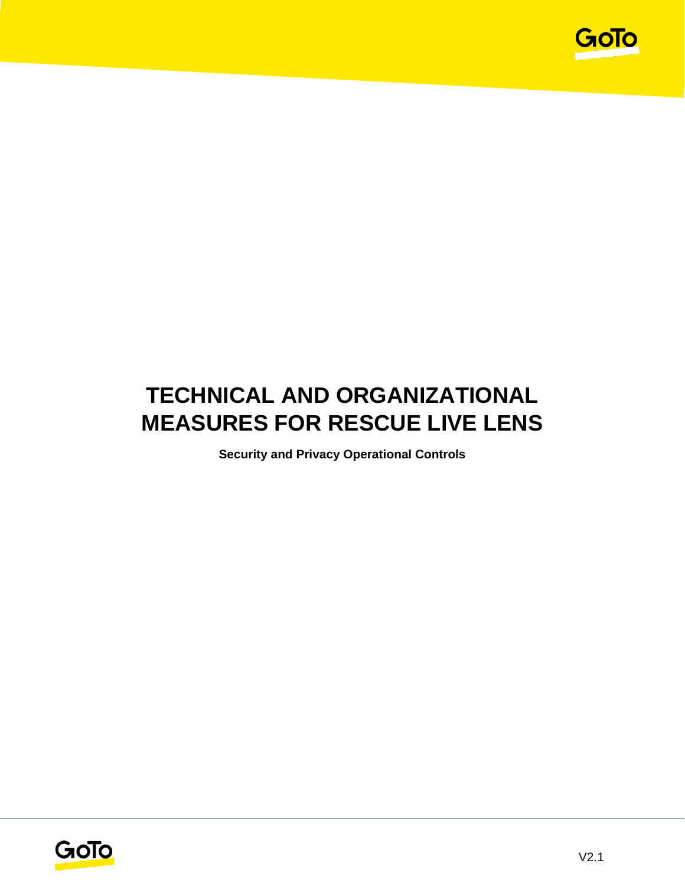# TECHNICAL AND ORGANIZATIONAL MEASURES FOR RESCUE LIVE LENS

**Security and Privacy Operational Controls**

V2.1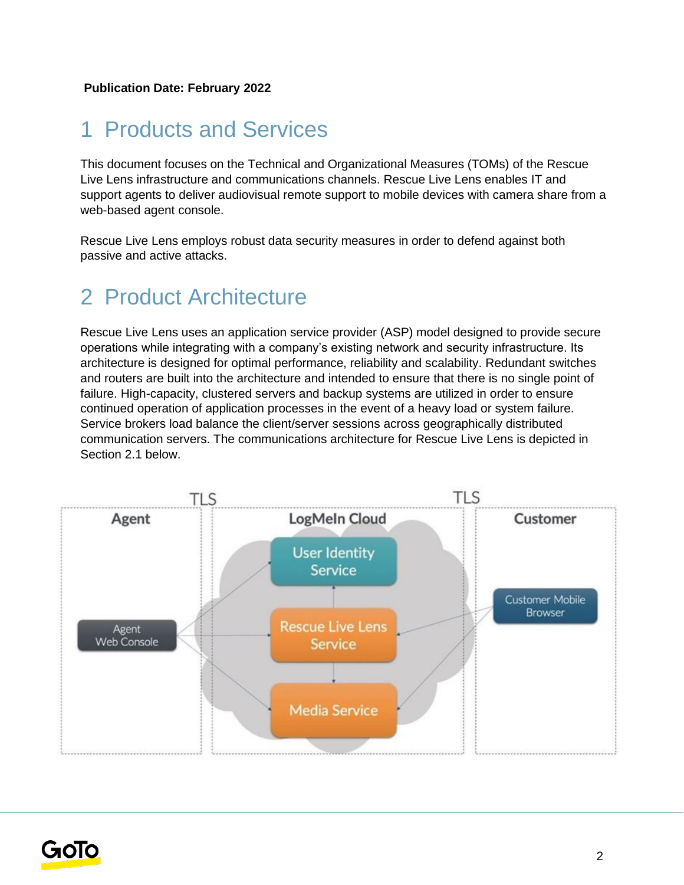**Publication Date: February 2022**

# 1 Products and Services

This document focuses on the Technical and Organizational Measures (TOMs) of the Rescue Live Lens infrastructure and communications channels. Rescue Live Lens enables IT and support agents to deliver audiovisual remote support to mobile devices with camera share from a web-based agent console.

Rescue Live Lens employs robust data security measures in order to defend against both passive and active attacks.

# 2 Product Architecture

Rescue Live Lens uses an application service provider (ASP) model designed to provide secure operations while integrating with a company's existing network and security infrastructure. Its architecture is designed for optimal performance, reliability and scalability. Redundant switches and routers are built into the architecture and intended to ensure that there is no single point of failure. High-capacity, clustered servers and backup systems are utilized in order to ensure continued operation of application processes in the event of a heavy load or system failure. Service brokers load balance the client/server sessions across geographically distributed communication servers. The communications architecture for Rescue Live Lens is depicted in Section 2.1 below.

TLS TLS

Agent | LogMeIn Cloud | Customer

User Identity Service

Agent Web Console

Rescue Live Lens Service

Customer Mobile Browser

Media Service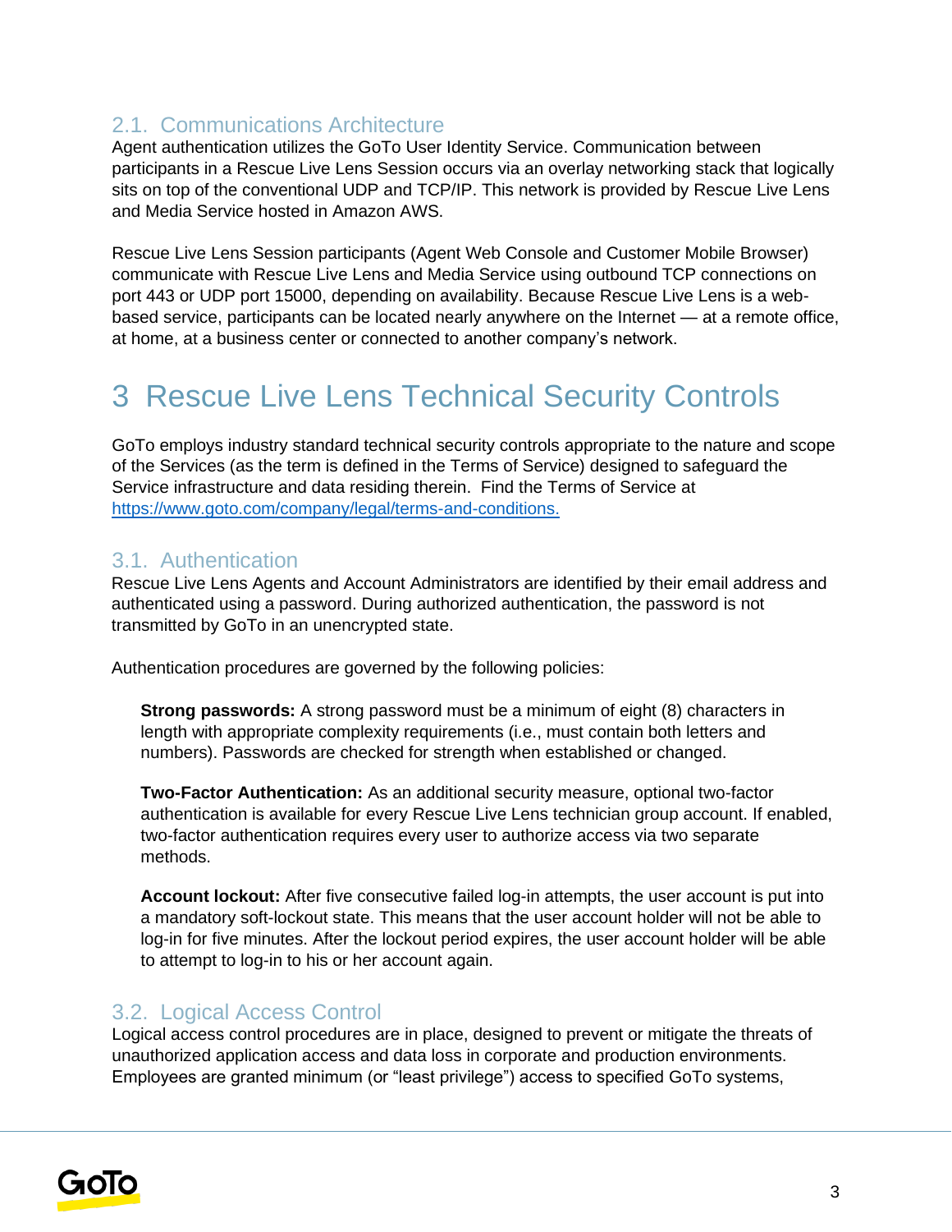### 2.1. Communications Architecture

Agent authentication utilizes the GoTo User Identity Service. Communication between participants in a Rescue Live Lens Session occurs via an overlay networking stack that logically sits on top of the conventional UDP and TCP/IP. This network is provided by Rescue Live Lens and Media Service hosted in Amazon AWS.

Rescue Live Lens Session participants (Agent Web Console and Customer Mobile Browser) communicate with Rescue Live Lens and Media Service using outbound TCP connections on port 443 or UDP port 15000, depending on availability. Because Rescue Live Lens is a web-based service, participants can be located nearly anywhere on the Internet — at a remote office, at home, at a business center or connected to another company's network.

# 3 Rescue Live Lens Technical Security Controls

GoTo employs industry standard technical security controls appropriate to the nature and scope of the Services (as the term is defined in the Terms of Service) designed to safeguard the Service infrastructure and data residing therein. Find the Terms of Service at https://www.goto.com/company/legal/terms-and-conditions.

### 3.1. Authentication

Rescue Live Lens Agents and Account Administrators are identified by their email address and authenticated using a password. During authorized authentication, the password is not transmitted by GoTo in an unencrypted state.

Authentication procedures are governed by the following policies:

**Strong passwords:** A strong password must be a minimum of eight (8) characters in length with appropriate complexity requirements (i.e., must contain both letters and numbers). Passwords are checked for strength when established or changed.

**Two-Factor Authentication:** As an additional security measure, optional two-factor authentication is available for every Rescue Live Lens technician group account. If enabled, two-factor authentication requires every user to authorize access via two separate methods.

**Account lockout:** After five consecutive failed log-in attempts, the user account is put into a mandatory soft-lockout state. This means that the user account holder will not be able to log-in for five minutes. After the lockout period expires, the user account holder will be able to attempt to log-in to his or her account again.

### 3.2. Logical Access Control

Logical access control procedures are in place, designed to prevent or mitigate the threats of unauthorized application access and data loss in corporate and production environments. Employees are granted minimum (or "least privilege") access to specified GoTo systems,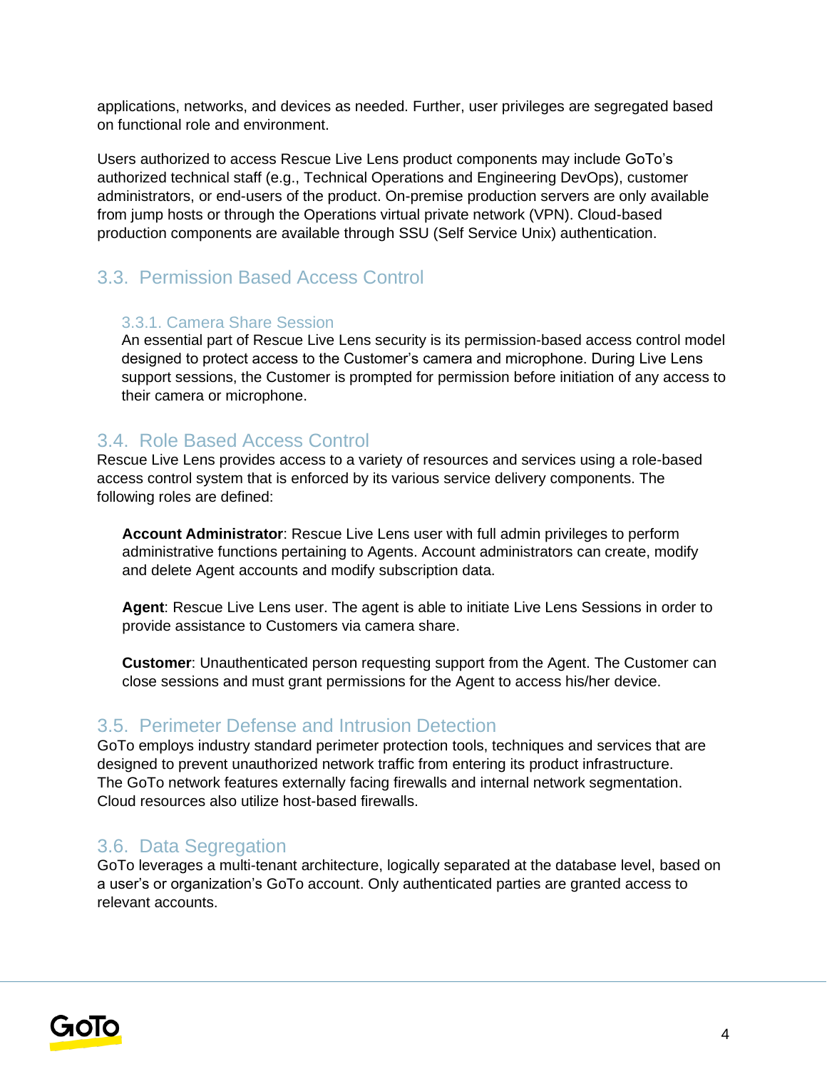applications, networks, and devices as needed. Further, user privileges are segregated based on functional role and environment.

Users authorized to access Rescue Live Lens product components may include GoTo's authorized technical staff (e.g., Technical Operations and Engineering DevOps), customer administrators, or end-users of the product. On-premise production servers are only available from jump hosts or through the Operations virtual private network (VPN). Cloud-based production components are available through SSU (Self Service Unix) authentication.

## 3.3. Permission Based Access Control

### 3.3.1. Camera Share Session

An essential part of Rescue Live Lens security is its permission-based access control model designed to protect access to the Customer's camera and microphone. During Live Lens support sessions, the Customer is prompted for permission before initiation of any access to their camera or microphone.

## 3.4. Role Based Access Control

Rescue Live Lens provides access to a variety of resources and services using a role-based access control system that is enforced by its various service delivery components. The following roles are defined:

**Account Administrator**: Rescue Live Lens user with full admin privileges to perform administrative functions pertaining to Agents. Account administrators can create, modify and delete Agent accounts and modify subscription data.

**Agent**: Rescue Live Lens user. The agent is able to initiate Live Lens Sessions in order to provide assistance to Customers via camera share.

**Customer**: Unauthenticated person requesting support from the Agent. The Customer can close sessions and must grant permissions for the Agent to access his/her device.

## 3.5. Perimeter Defense and Intrusion Detection

GoTo employs industry standard perimeter protection tools, techniques and services that are designed to prevent unauthorized network traffic from entering its product infrastructure. The GoTo network features externally facing firewalls and internal network segmentation. Cloud resources also utilize host-based firewalls.

## 3.6. Data Segregation

GoTo leverages a multi-tenant architecture, logically separated at the database level, based on a user's or organization's GoTo account. Only authenticated parties are granted access to relevant accounts.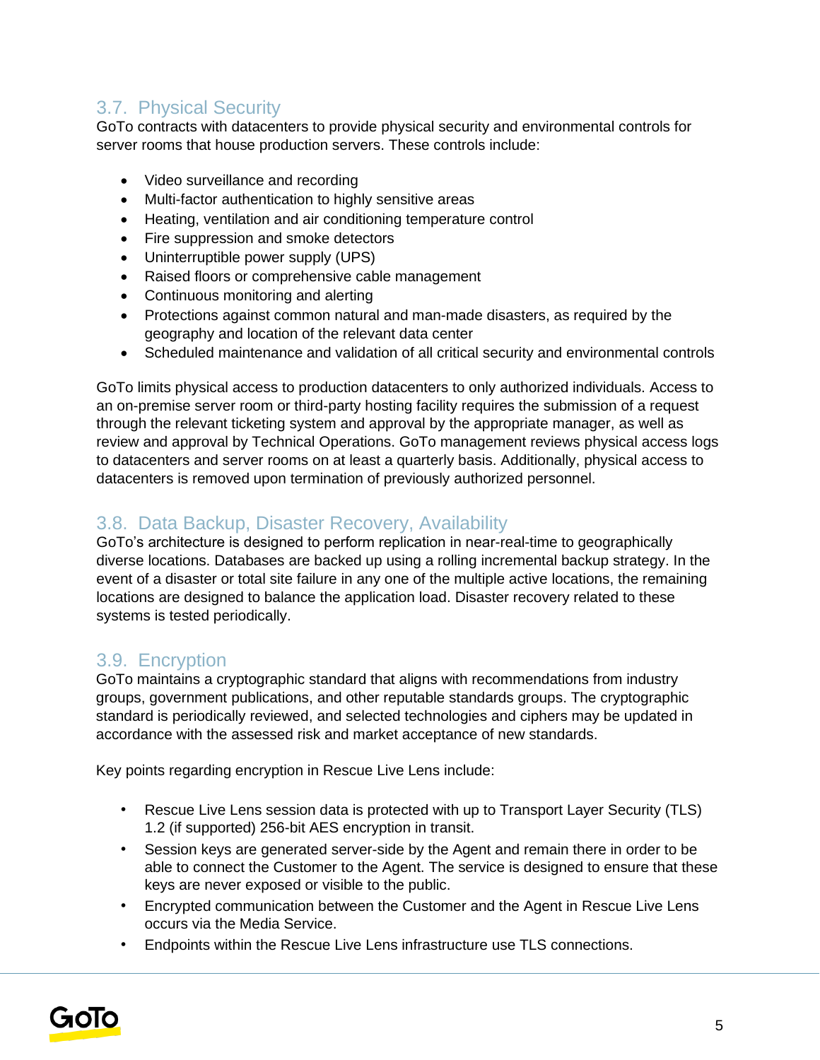## 3.7. Physical Security

GoTo contracts with datacenters to provide physical security and environmental controls for server rooms that house production servers. These controls include:

- Video surveillance and recording
- Multi-factor authentication to highly sensitive areas
- Heating, ventilation and air conditioning temperature control
- Fire suppression and smoke detectors
- Uninterruptible power supply (UPS)
- Raised floors or comprehensive cable management
- Continuous monitoring and alerting
- Protections against common natural and man-made disasters, as required by the geography and location of the relevant data center
- Scheduled maintenance and validation of all critical security and environmental controls

GoTo limits physical access to production datacenters to only authorized individuals. Access to an on-premise server room or third-party hosting facility requires the submission of a request through the relevant ticketing system and approval by the appropriate manager, as well as review and approval by Technical Operations. GoTo management reviews physical access logs to datacenters and server rooms on at least a quarterly basis. Additionally, physical access to datacenters is removed upon termination of previously authorized personnel.

## 3.8. Data Backup, Disaster Recovery, Availability

GoTo's architecture is designed to perform replication in near-real-time to geographically diverse locations. Databases are backed up using a rolling incremental backup strategy. In the event of a disaster or total site failure in any one of the multiple active locations, the remaining locations are designed to balance the application load. Disaster recovery related to these systems is tested periodically.

## 3.9. Encryption

GoTo maintains a cryptographic standard that aligns with recommendations from industry groups, government publications, and other reputable standards groups. The cryptographic standard is periodically reviewed, and selected technologies and ciphers may be updated in accordance with the assessed risk and market acceptance of new standards.

Key points regarding encryption in Rescue Live Lens include:

- Rescue Live Lens session data is protected with up to Transport Layer Security (TLS) 1.2 (if supported) 256-bit AES encryption in transit.
- Session keys are generated server-side by the Agent and remain there in order to be able to connect the Customer to the Agent. The service is designed to ensure that these keys are never exposed or visible to the public.
- Encrypted communication between the Customer and the Agent in Rescue Live Lens occurs via the Media Service.
- Endpoints within the Rescue Live Lens infrastructure use TLS connections.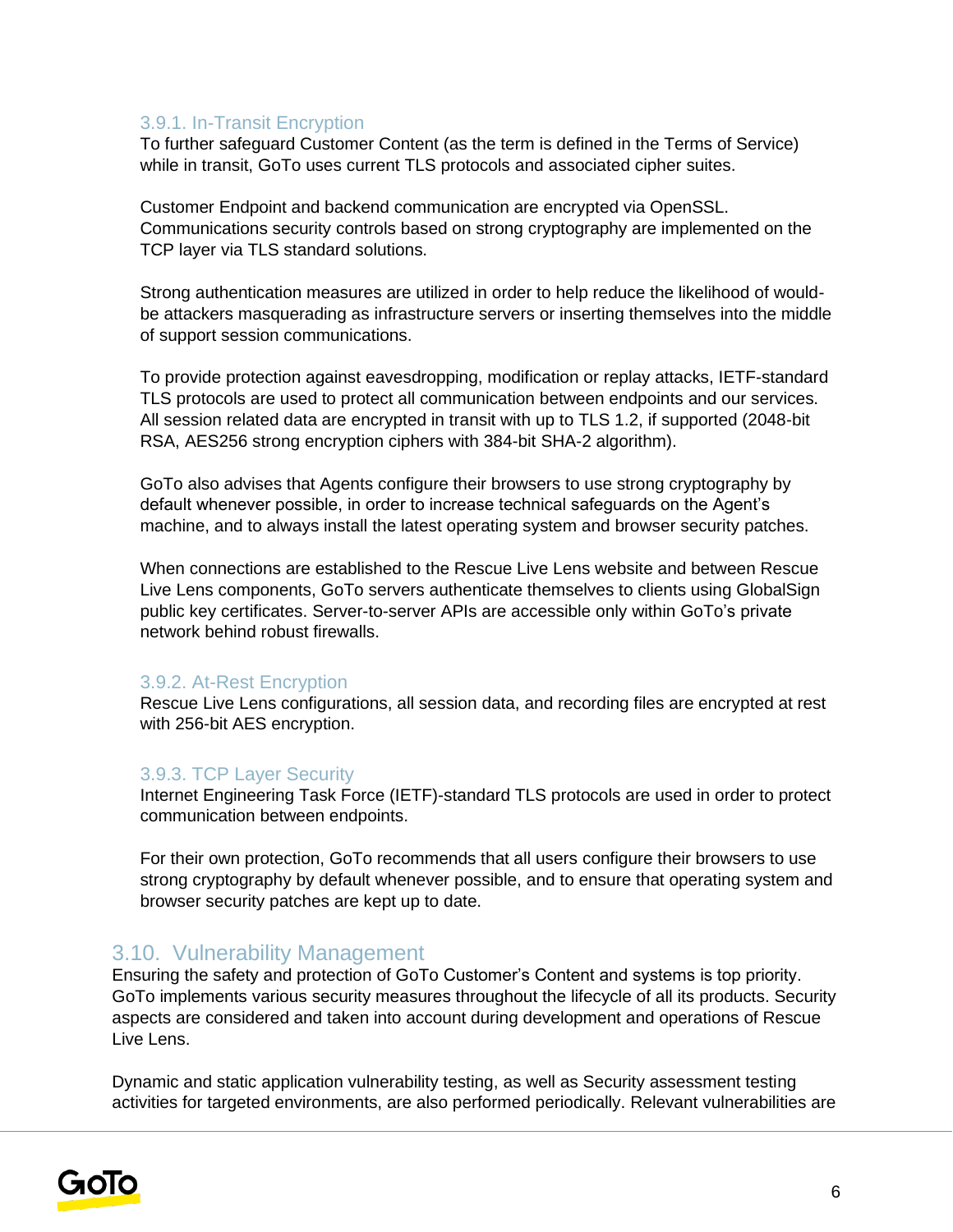### 3.9.1. In-Transit Encryption

To further safeguard Customer Content (as the term is defined in the Terms of Service) while in transit, GoTo uses current TLS protocols and associated cipher suites.

Customer Endpoint and backend communication are encrypted via OpenSSL. Communications security controls based on strong cryptography are implemented on the TCP layer via TLS standard solutions.

Strong authentication measures are utilized in order to help reduce the likelihood of would-be attackers masquerading as infrastructure servers or inserting themselves into the middle of support session communications.

To provide protection against eavesdropping, modification or replay attacks, IETF-standard TLS protocols are used to protect all communication between endpoints and our services. All session related data are encrypted in transit with up to TLS 1.2, if supported (2048-bit RSA, AES256 strong encryption ciphers with 384-bit SHA-2 algorithm).

GoTo also advises that Agents configure their browsers to use strong cryptography by default whenever possible, in order to increase technical safeguards on the Agent's machine, and to always install the latest operating system and browser security patches.

When connections are established to the Rescue Live Lens website and between Rescue Live Lens components, GoTo servers authenticate themselves to clients using GlobalSign public key certificates. Server-to-server APIs are accessible only within GoTo's private network behind robust firewalls.

### 3.9.2. At-Rest Encryption

Rescue Live Lens configurations, all session data, and recording files are encrypted at rest with 256-bit AES encryption.

### 3.9.3. TCP Layer Security

Internet Engineering Task Force (IETF)-standard TLS protocols are used in order to protect communication between endpoints.

For their own protection, GoTo recommends that all users configure their browsers to use strong cryptography by default whenever possible, and to ensure that operating system and browser security patches are kept up to date.

## 3.10. Vulnerability Management

Ensuring the safety and protection of GoTo Customer's Content and systems is top priority. GoTo implements various security measures throughout the lifecycle of all its products. Security aspects are considered and taken into account during development and operations of Rescue Live Lens.

Dynamic and static application vulnerability testing, as well as Security assessment testing activities for targeted environments, are also performed periodically. Relevant vulnerabilities are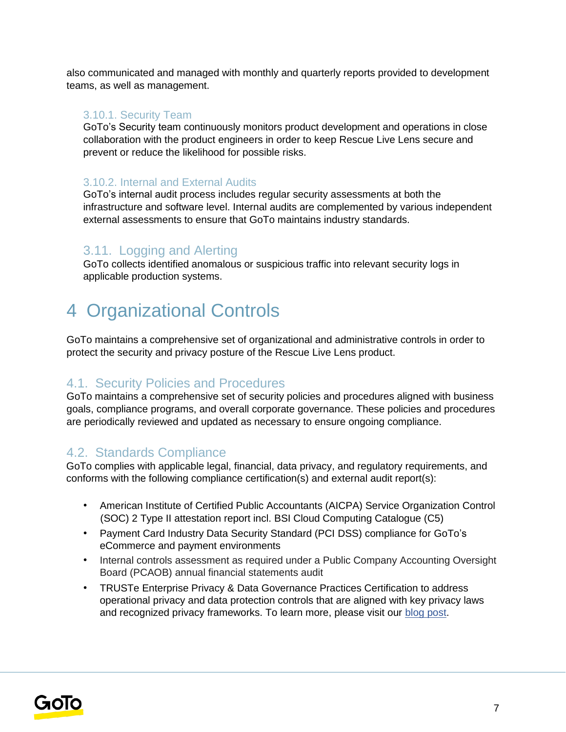also communicated and managed with monthly and quarterly reports provided to development teams, as well as management.

#### 3.10.1. Security Team

GoTo's Security team continuously monitors product development and operations in close collaboration with the product engineers in order to keep Rescue Live Lens secure and prevent or reduce the likelihood for possible risks.

#### 3.10.2. Internal and External Audits

GoTo's internal audit process includes regular security assessments at both the infrastructure and software level. Internal audits are complemented by various independent external assessments to ensure that GoTo maintains industry standards.

### 3.11. Logging and Alerting

GoTo collects identified anomalous or suspicious traffic into relevant security logs in applicable production systems.

# 4 Organizational Controls

GoTo maintains a comprehensive set of organizational and administrative controls in order to protect the security and privacy posture of the Rescue Live Lens product.

## 4.1. Security Policies and Procedures

GoTo maintains a comprehensive set of security policies and procedures aligned with business goals, compliance programs, and overall corporate governance. These policies and procedures are periodically reviewed and updated as necessary to ensure ongoing compliance.

## 4.2. Standards Compliance

GoTo complies with applicable legal, financial, data privacy, and regulatory requirements, and conforms with the following compliance certification(s) and external audit report(s):

- American Institute of Certified Public Accountants (AICPA) Service Organization Control (SOC) 2 Type II attestation report incl. BSI Cloud Computing Catalogue (C5)
- Payment Card Industry Data Security Standard (PCI DSS) compliance for GoTo's eCommerce and payment environments
- Internal controls assessment as required under a Public Company Accounting Oversight Board (PCAOB) annual financial statements audit
- TRUSTe Enterprise Privacy & Data Governance Practices Certification to address operational privacy and data protection controls that are aligned with key privacy laws and recognized privacy frameworks. To learn more, please visit our blog post.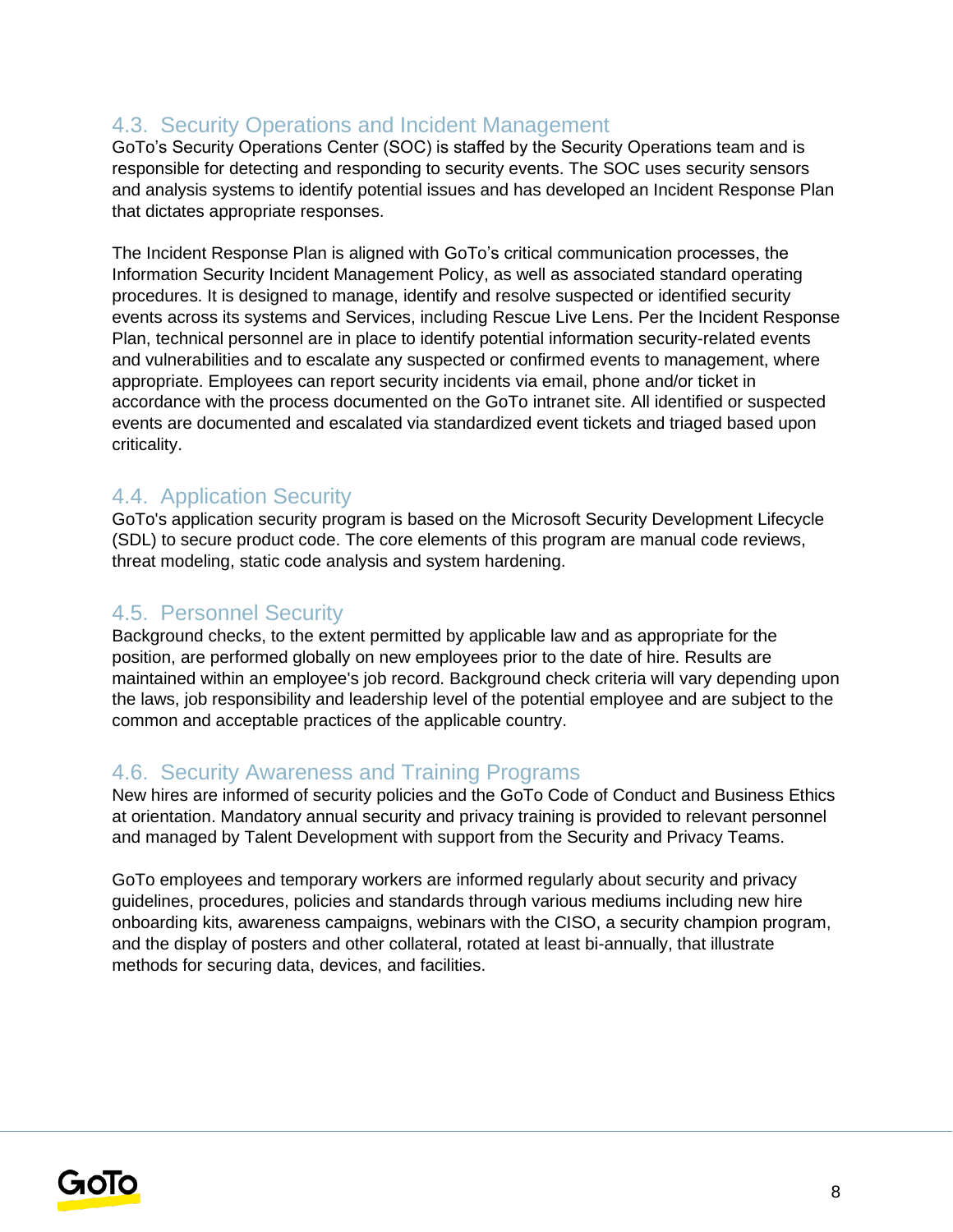## 4.3. Security Operations and Incident Management

GoTo's Security Operations Center (SOC) is staffed by the Security Operations team and is responsible for detecting and responding to security events. The SOC uses security sensors and analysis systems to identify potential issues and has developed an Incident Response Plan that dictates appropriate responses.

The Incident Response Plan is aligned with GoTo's critical communication processes, the Information Security Incident Management Policy, as well as associated standard operating procedures. It is designed to manage, identify and resolve suspected or identified security events across its systems and Services, including Rescue Live Lens. Per the Incident Response Plan, technical personnel are in place to identify potential information security-related events and vulnerabilities and to escalate any suspected or confirmed events to management, where appropriate. Employees can report security incidents via email, phone and/or ticket in accordance with the process documented on the GoTo intranet site. All identified or suspected events are documented and escalated via standardized event tickets and triaged based upon criticality.

## 4.4. Application Security

GoTo's application security program is based on the Microsoft Security Development Lifecycle (SDL) to secure product code. The core elements of this program are manual code reviews, threat modeling, static code analysis and system hardening.

## 4.5. Personnel Security

Background checks, to the extent permitted by applicable law and as appropriate for the position, are performed globally on new employees prior to the date of hire. Results are maintained within an employee's job record. Background check criteria will vary depending upon the laws, job responsibility and leadership level of the potential employee and are subject to the common and acceptable practices of the applicable country.

## 4.6. Security Awareness and Training Programs

New hires are informed of security policies and the GoTo Code of Conduct and Business Ethics at orientation. Mandatory annual security and privacy training is provided to relevant personnel and managed by Talent Development with support from the Security and Privacy Teams.

GoTo employees and temporary workers are informed regularly about security and privacy guidelines, procedures, policies and standards through various mediums including new hire onboarding kits, awareness campaigns, webinars with the CISO, a security champion program, and the display of posters and other collateral, rotated at least bi-annually, that illustrate methods for securing data, devices, and facilities.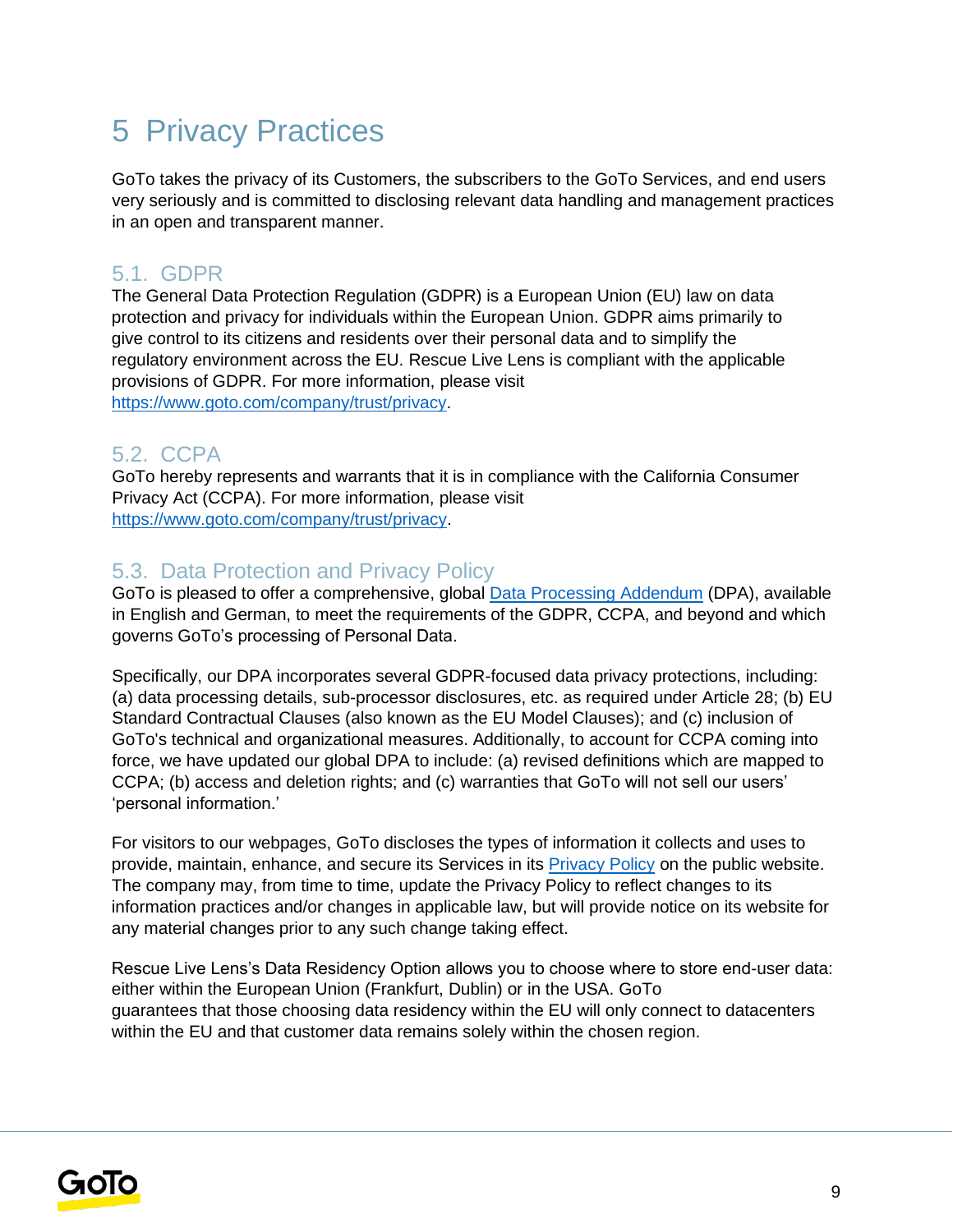# 5 Privacy Practices

GoTo takes the privacy of its Customers, the subscribers to the GoTo Services, and end users very seriously and is committed to disclosing relevant data handling and management practices in an open and transparent manner.

## 5.1. GDPR

The General Data Protection Regulation (GDPR) is a European Union (EU) law on data protection and privacy for individuals within the European Union. GDPR aims primarily to give control to its citizens and residents over their personal data and to simplify the regulatory environment across the EU. Rescue Live Lens is compliant with the applicable provisions of GDPR. For more information, please visit https://www.goto.com/company/trust/privacy.

## 5.2. CCPA

GoTo hereby represents and warrants that it is in compliance with the California Consumer Privacy Act (CCPA). For more information, please visit https://www.goto.com/company/trust/privacy.

## 5.3. Data Protection and Privacy Policy

GoTo is pleased to offer a comprehensive, global Data Processing Addendum (DPA), available in English and German, to meet the requirements of the GDPR, CCPA, and beyond and which governs GoTo's processing of Personal Data.

Specifically, our DPA incorporates several GDPR-focused data privacy protections, including: (a) data processing details, sub-processor disclosures, etc. as required under Article 28; (b) EU Standard Contractual Clauses (also known as the EU Model Clauses); and (c) inclusion of GoTo's technical and organizational measures. Additionally, to account for CCPA coming into force, we have updated our global DPA to include: (a) revised definitions which are mapped to CCPA; (b) access and deletion rights; and (c) warranties that GoTo will not sell our users' 'personal information.'

For visitors to our webpages, GoTo discloses the types of information it collects and uses to provide, maintain, enhance, and secure its Services in its Privacy Policy on the public website. The company may, from time to time, update the Privacy Policy to reflect changes to its information practices and/or changes in applicable law, but will provide notice on its website for any material changes prior to any such change taking effect.

Rescue Live Lens's Data Residency Option allows you to choose where to store end-user data: either within the European Union (Frankfurt, Dublin) or in the USA. GoTo guarantees that those choosing data residency within the EU will only connect to datacenters within the EU and that customer data remains solely within the chosen region.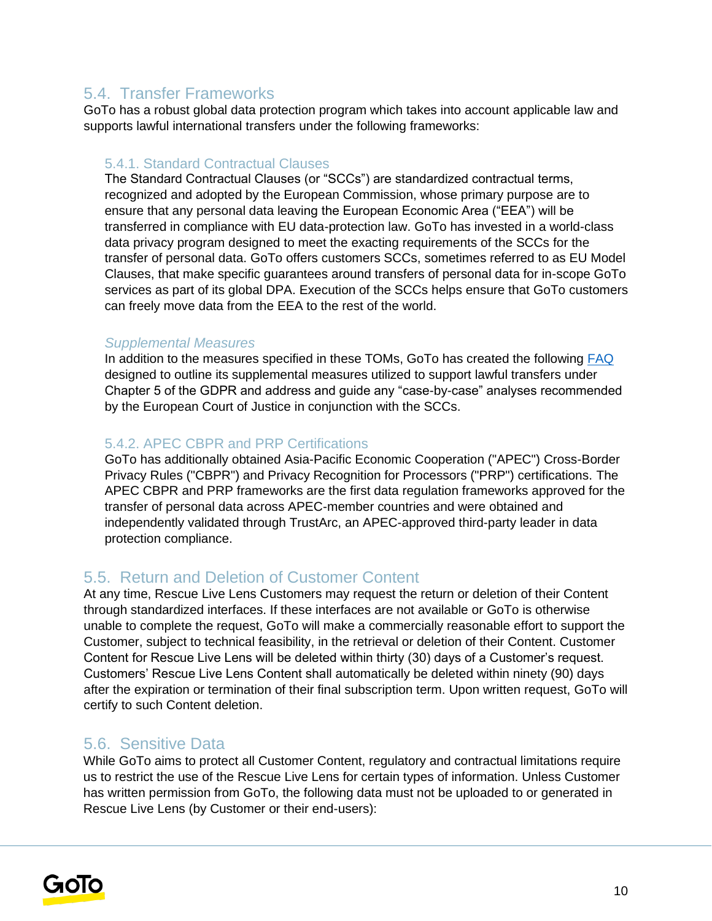## 5.4. Transfer Frameworks

GoTo has a robust global data protection program which takes into account applicable law and supports lawful international transfers under the following frameworks:

### 5.4.1. Standard Contractual Clauses

The Standard Contractual Clauses (or "SCCs") are standardized contractual terms, recognized and adopted by the European Commission, whose primary purpose are to ensure that any personal data leaving the European Economic Area ("EEA") will be transferred in compliance with EU data-protection law. GoTo has invested in a world-class data privacy program designed to meet the exacting requirements of the SCCs for the transfer of personal data. GoTo offers customers SCCs, sometimes referred to as EU Model Clauses, that make specific guarantees around transfers of personal data for in-scope GoTo services as part of its global DPA. Execution of the SCCs helps ensure that GoTo customers can freely move data from the EEA to the rest of the world.

*Supplemental Measures*

In addition to the measures specified in these TOMs, GoTo has created the following FAQ designed to outline its supplemental measures utilized to support lawful transfers under Chapter 5 of the GDPR and address and guide any "case-by-case" analyses recommended by the European Court of Justice in conjunction with the SCCs.

### 5.4.2. APEC CBPR and PRP Certifications

GoTo has additionally obtained Asia-Pacific Economic Cooperation ("APEC") Cross-Border Privacy Rules ("CBPR") and Privacy Recognition for Processors ("PRP") certifications. The APEC CBPR and PRP frameworks are the first data regulation frameworks approved for the transfer of personal data across APEC-member countries and were obtained and independently validated through TrustArc, an APEC-approved third-party leader in data protection compliance.

## 5.5. Return and Deletion of Customer Content

At any time, Rescue Live Lens Customers may request the return or deletion of their Content through standardized interfaces. If these interfaces are not available or GoTo is otherwise unable to complete the request, GoTo will make a commercially reasonable effort to support the Customer, subject to technical feasibility, in the retrieval or deletion of their Content. Customer Content for Rescue Live Lens will be deleted within thirty (30) days of a Customer's request. Customers' Rescue Live Lens Content shall automatically be deleted within ninety (90) days after the expiration or termination of their final subscription term. Upon written request, GoTo will certify to such Content deletion.

## 5.6. Sensitive Data

While GoTo aims to protect all Customer Content, regulatory and contractual limitations require us to restrict the use of the Rescue Live Lens for certain types of information. Unless Customer has written permission from GoTo, the following data must not be uploaded to or generated in Rescue Live Lens (by Customer or their end-users):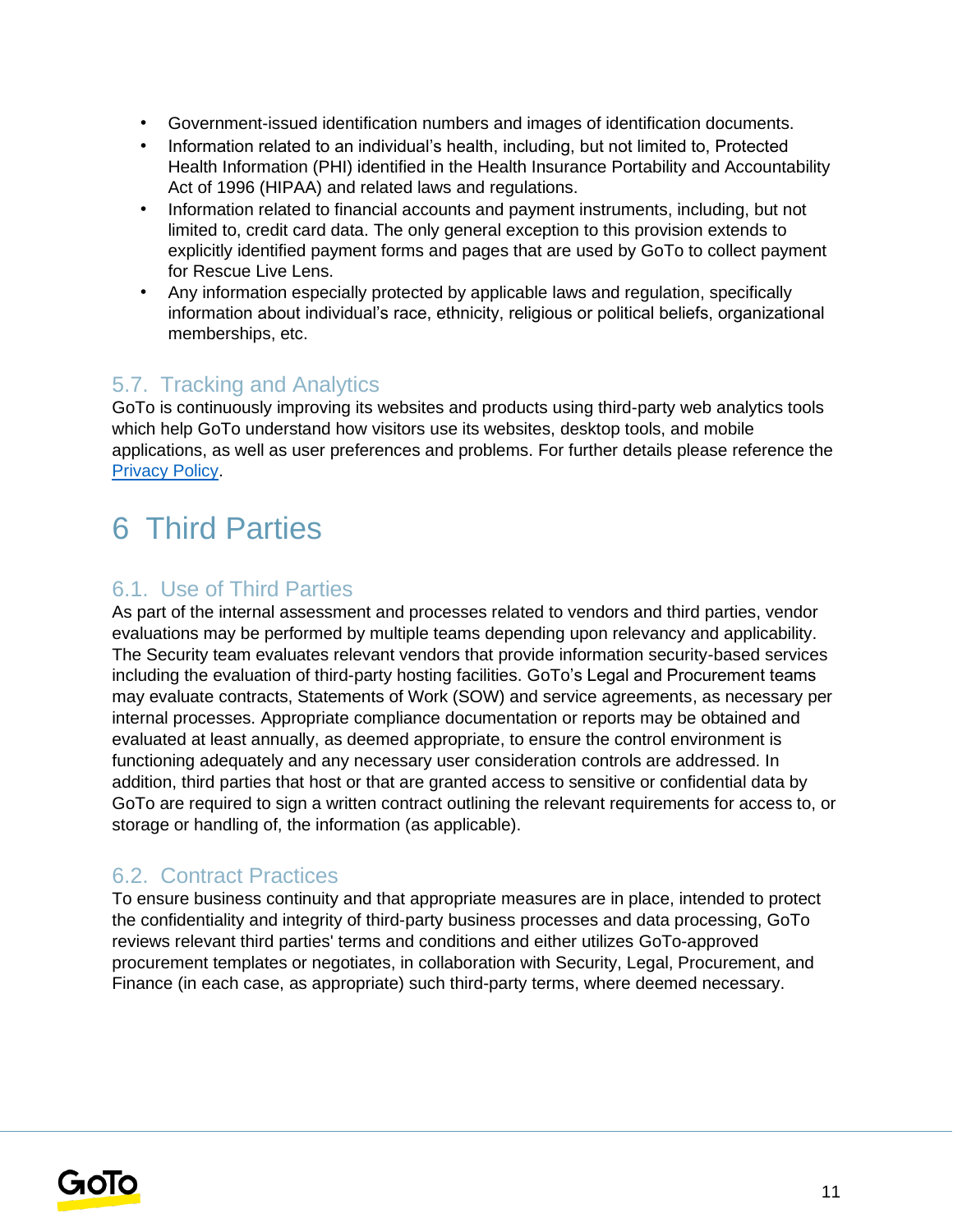- Government-issued identification numbers and images of identification documents.
- Information related to an individual's health, including, but not limited to, Protected Health Information (PHI) identified in the Health Insurance Portability and Accountability Act of 1996 (HIPAA) and related laws and regulations.
- Information related to financial accounts and payment instruments, including, but not limited to, credit card data. The only general exception to this provision extends to explicitly identified payment forms and pages that are used by GoTo to collect payment for Rescue Live Lens.
- Any information especially protected by applicable laws and regulation, specifically information about individual's race, ethnicity, religious or political beliefs, organizational memberships, etc.

### 5.7. Tracking and Analytics

GoTo is continuously improving its websites and products using third-party web analytics tools which help GoTo understand how visitors use its websites, desktop tools, and mobile applications, as well as user preferences and problems. For further details please reference the [Privacy Policy](#).

# 6 Third Parties

### 6.1. Use of Third Parties

As part of the internal assessment and processes related to vendors and third parties, vendor evaluations may be performed by multiple teams depending upon relevancy and applicability. The Security team evaluates relevant vendors that provide information security-based services including the evaluation of third-party hosting facilities. GoTo's Legal and Procurement teams may evaluate contracts, Statements of Work (SOW) and service agreements, as necessary per internal processes. Appropriate compliance documentation or reports may be obtained and evaluated at least annually, as deemed appropriate, to ensure the control environment is functioning adequately and any necessary user consideration controls are addressed. In addition, third parties that host or that are granted access to sensitive or confidential data by GoTo are required to sign a written contract outlining the relevant requirements for access to, or storage or handling of, the information (as applicable).

### 6.2. Contract Practices

To ensure business continuity and that appropriate measures are in place, intended to protect the confidentiality and integrity of third-party business processes and data processing, GoTo reviews relevant third parties' terms and conditions and either utilizes GoTo-approved procurement templates or negotiates, in collaboration with Security, Legal, Procurement, and Finance (in each case, as appropriate) such third-party terms, where deemed necessary.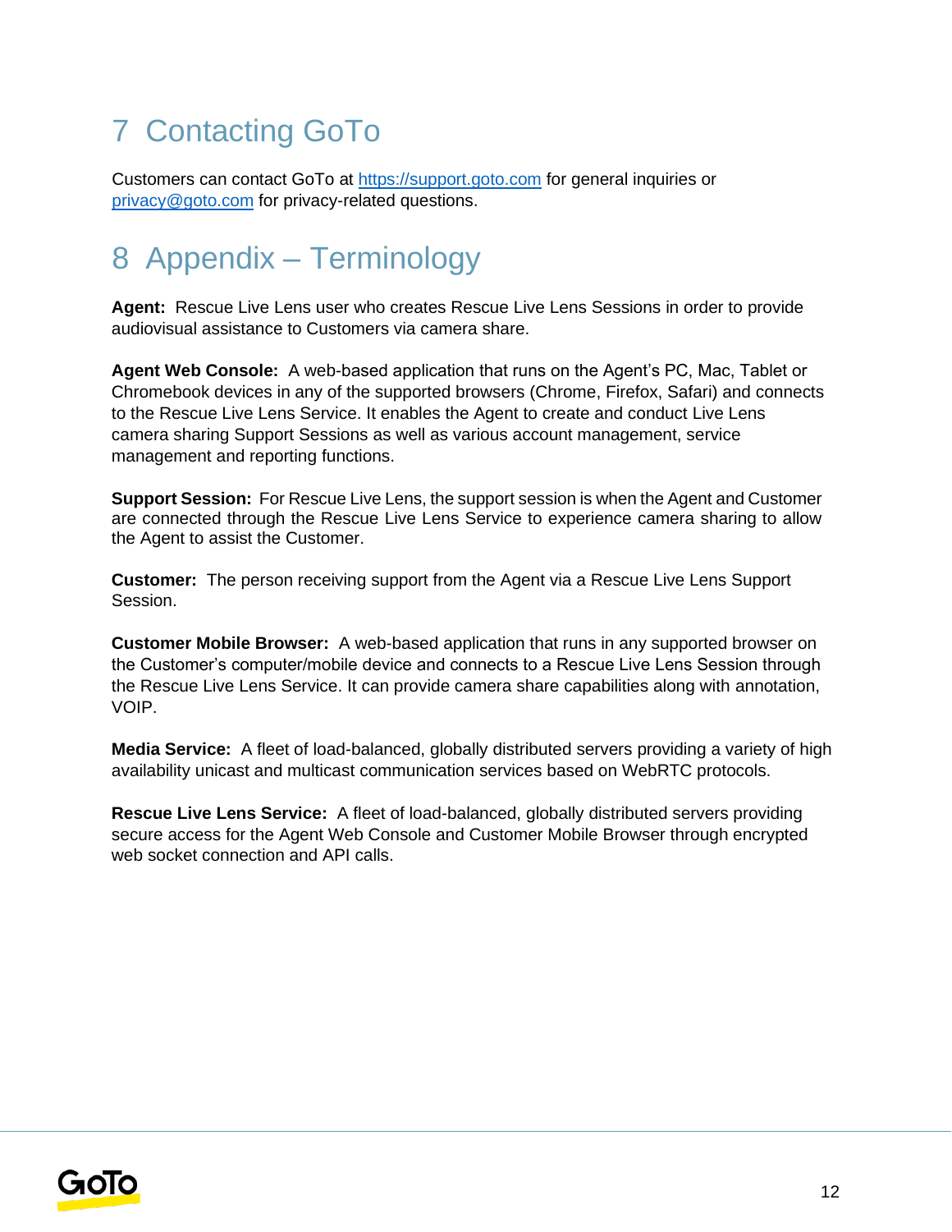# 7 Contacting GoTo

Customers can contact GoTo at https://support.goto.com for general inquiries or privacy@goto.com for privacy-related questions.

# 8 Appendix – Terminology

**Agent:** Rescue Live Lens user who creates Rescue Live Lens Sessions in order to provide audiovisual assistance to Customers via camera share.

**Agent Web Console:** A web-based application that runs on the Agent's PC, Mac, Tablet or Chromebook devices in any of the supported browsers (Chrome, Firefox, Safari) and connects to the Rescue Live Lens Service. It enables the Agent to create and conduct Live Lens camera sharing Support Sessions as well as various account management, service management and reporting functions.

**Support Session:** For Rescue Live Lens, the support session is when the Agent and Customer are connected through the Rescue Live Lens Service to experience camera sharing to allow the Agent to assist the Customer.

**Customer:** The person receiving support from the Agent via a Rescue Live Lens Support Session.

**Customer Mobile Browser:** A web-based application that runs in any supported browser on the Customer's computer/mobile device and connects to a Rescue Live Lens Session through the Rescue Live Lens Service. It can provide camera share capabilities along with annotation, VOIP.

**Media Service:** A fleet of load-balanced, globally distributed servers providing a variety of high availability unicast and multicast communication services based on WebRTC protocols.

**Rescue Live Lens Service:** A fleet of load-balanced, globally distributed servers providing secure access for the Agent Web Console and Customer Mobile Browser through encrypted web socket connection and API calls.